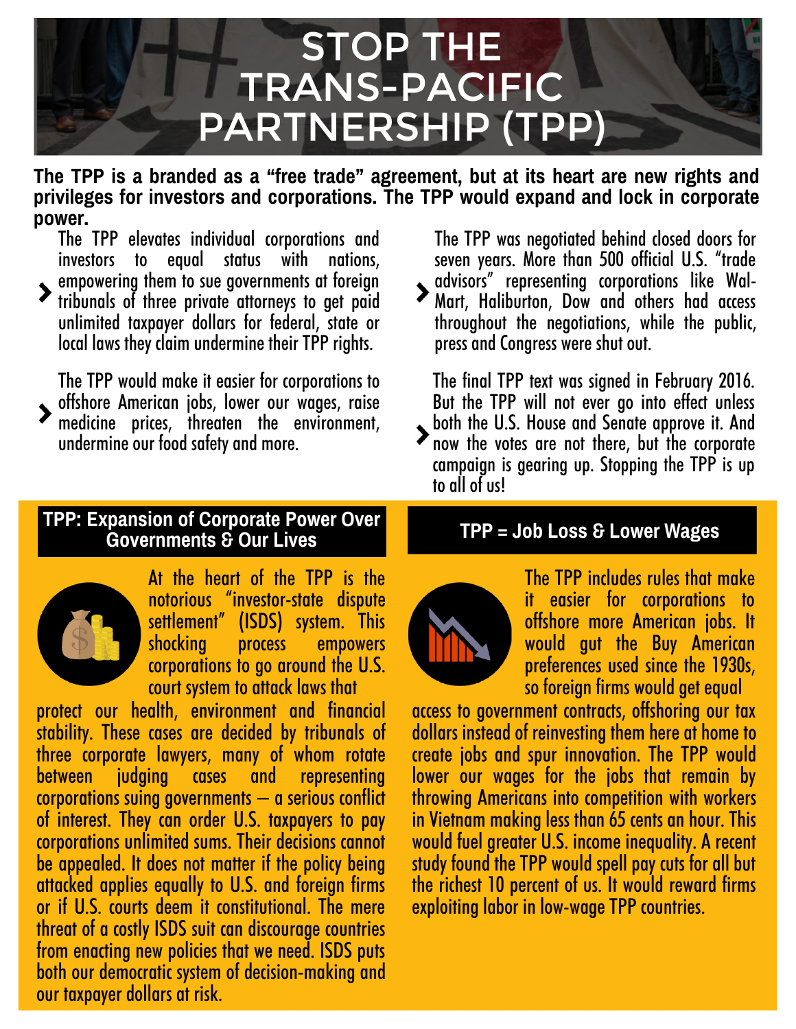# STOP THE TRANS-PACIFIC PARTNERSHIP (TPP)

**The TPP is a branded as a "free trade" agreement, but at its heart are new rights and privileges for investors and corporations. The TPP would expand and lock in corporate power.**

- The TPP elevates individual corporations and investors to equal status with nations, empowering them to sue governments at foreign tribunals of three private attorneys to get paid unlimited taxpayer dollars for federal, state or local laws they claim undermine their TPP rights.

- The TPP would make it easier for corporations to offshore American jobs, lower our wages, raise medicine prices, threaten the environment, undermine our food safety and more.

- The TPP was negotiated behind closed doors for seven years. More than 500 official U.S. "trade advisors" representing corporations like Wal-Mart, Haliburton, Dow and others had access throughout the negotiations, while the public, press and Congress were shut out.

- The final TPP text was signed in February 2016. But the TPP will not ever go into effect unless both the U.S. House and Senate approve it. And now the votes are not there, but the corporate campaign is gearing up. Stopping the TPP is up to all of us!

## TPP: Expansion of Corporate Power Over Governments & Our Lives

At the heart of the TPP is the notorious "investor-state dispute settlement" (ISDS) system. This shocking process empowers corporations to go around the U.S. court system to attack laws that protect our health, environment and financial stability. These cases are decided by tribunals of three corporate lawyers, many of whom rotate between judging cases and representing corporations suing governments – a serious conflict of interest. They can order U.S. taxpayers to pay corporations unlimited sums. Their decisions cannot be appealed. It does not matter if the policy being attacked applies equally to U.S. and foreign firms or if U.S. courts deem it constitutional. The mere threat of a costly ISDS suit can discourage countries from enacting new policies that we need. ISDS puts both our democratic system of decision-making and our taxpayer dollars at risk.

## TPP = Job Loss & Lower Wages

The TPP includes rules that make it easier for corporations to offshore more American jobs. It would gut the Buy American preferences used since the 1930s, so foreign firms would get equal access to government contracts, offshoring our tax dollars instead of reinvesting them here at home to create jobs and spur innovation. The TPP would lower our wages for the jobs that remain by throwing Americans into competition with workers in Vietnam making less than 65 cents an hour. This would fuel greater U.S. income inequality. A recent study found the TPP would spell pay cuts for all but the richest 10 percent of us. It would reward firms exploiting labor in low-wage TPP countries.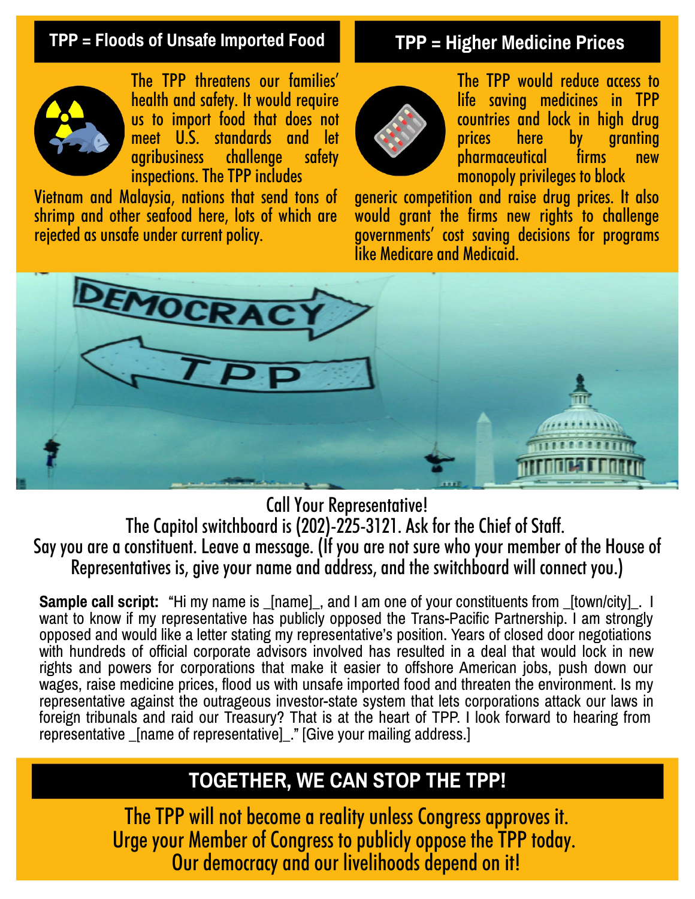## TPP = Floods of Unsafe Imported Food

The TPP threatens our families' health and safety. It would require us to import food that does not meet U.S. standards and let agribusiness challenge safety inspections. The TPP includes Vietnam and Malaysia, nations that send tons of shrimp and other seafood here, lots of which are rejected as unsafe under current policy.

## TPP = Higher Medicine Prices

The TPP would reduce access to life saving medicines in TPP countries and lock in high drug prices here by granting pharmaceutical firms new monopoly privileges to block generic competition and raise drug prices. It also would grant the firms new rights to challenge governments' cost saving decisions for programs like Medicare and Medicaid.

Call Your Representative!
The Capitol switchboard is (202)-225-3121. Ask for the Chief of Staff.
Say you are a constituent. Leave a message. (If you are not sure who your member of the House of Representatives is, give your name and address, and the switchboard will connect you.)

**Sample call script:** "Hi my name is _[name]_, and I am one of your constituents from _[town/city]_. I want to know if my representative has publicly opposed the Trans-Pacific Partnership. I am strongly opposed and would like a letter stating my representative's position. Years of closed door negotiations with hundreds of official corporate advisors involved has resulted in a deal that would lock in new rights and powers for corporations that make it easier to offshore American jobs, push down our wages, raise medicine prices, flood us with unsafe imported food and threaten the environment. Is my representative against the outrageous investor-state system that lets corporations attack our laws in foreign tribunals and raid our Treasury? That is at the heart of TPP. I look forward to hearing from representative _[name of representative]_." [Give your mailing address.]

## TOGETHER, WE CAN STOP THE TPP!

The TPP will not become a reality unless Congress approves it.
Urge your Member of Congress to publicly oppose the TPP today.
Our democracy and our livelihoods depend on it!